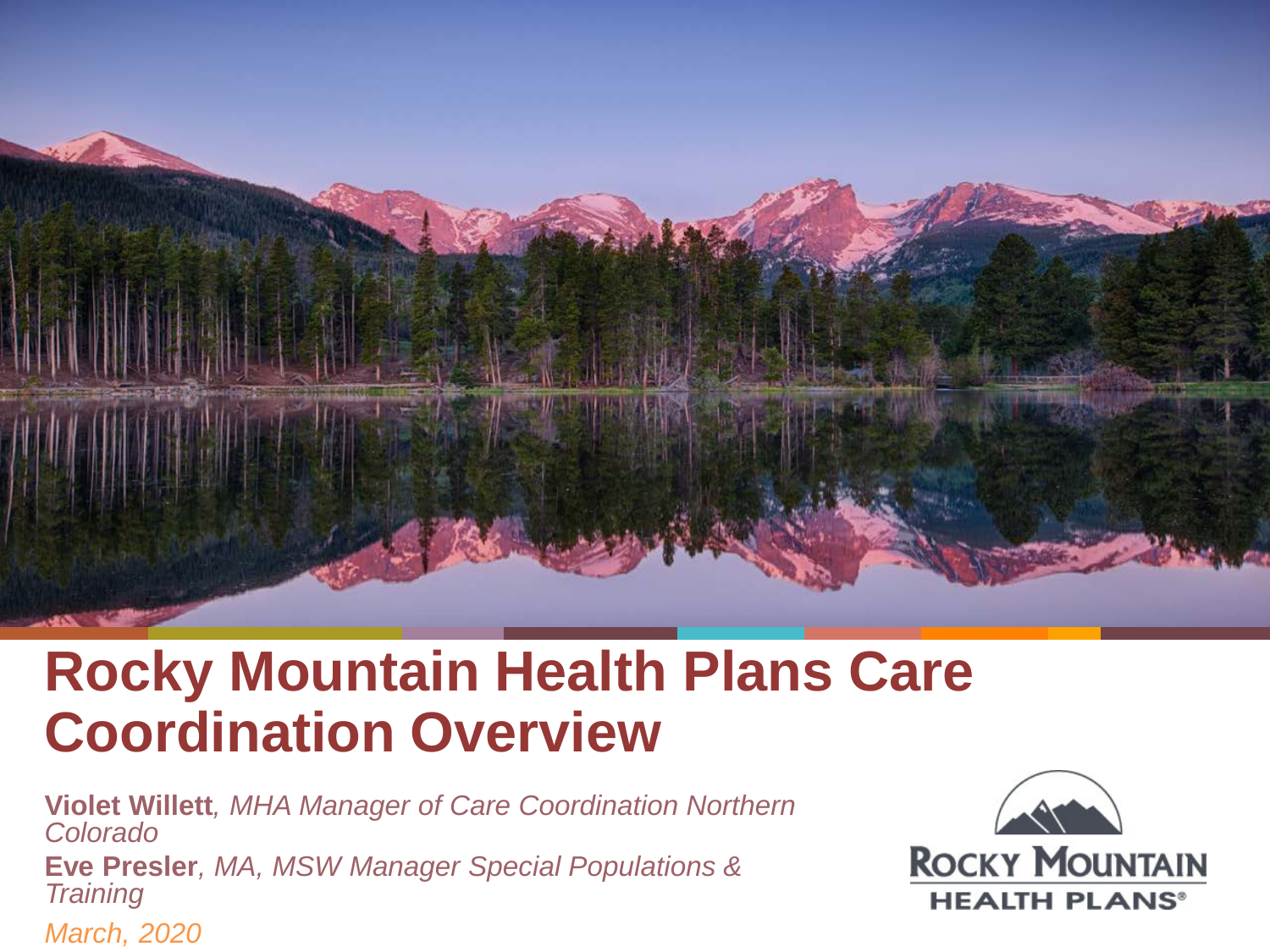# Rocky Mountain Health Plans Care Coordination Overview

**Violet Willett**, *MHA Manager of Care Coordination Northern Colorado*

**Eve Presler**, *MA, MSW Manager Special Populations & Training*

*March, 2020*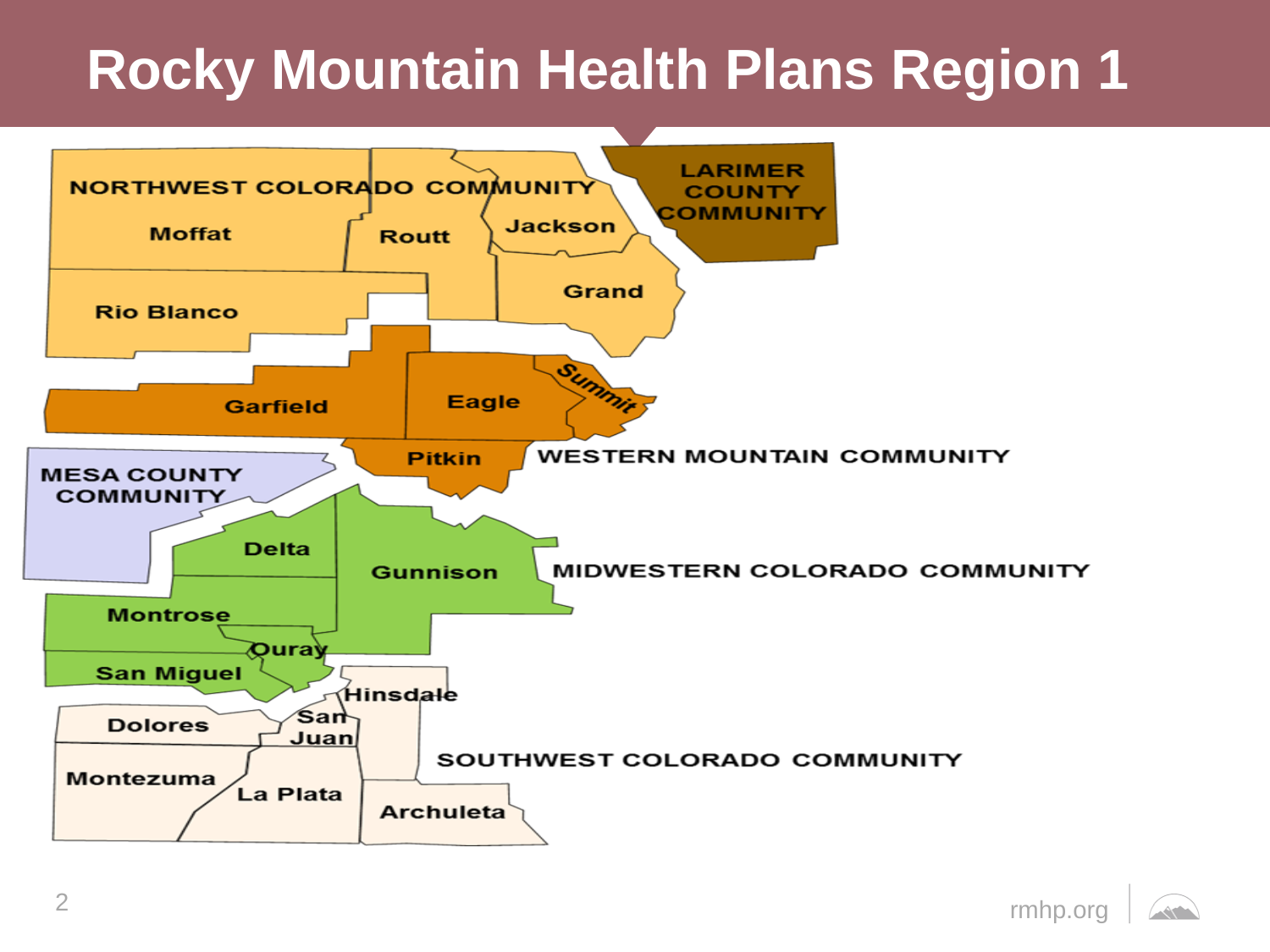# Rocky Mountain Health Plans Region 1

NORTHWEST COLORADO COMMUNITY

- Moffat
- Routt
- Jackson
- Grand
- Rio Blanco

LARIMER COUNTY COMMUNITY

WESTERN MOUNTAIN COMMUNITY

- Garfield
- Eagle
- Summit
- Pitkin

MESA COUNTY COMMUNITY

MIDWESTERN COLORADO COMMUNITY

- Delta
- Gunnison
- Montrose
- Ouray
- San Miguel

SOUTHWEST COLORADO COMMUNITY

- Hinsdale
- Dolores
- San Juan
- Montezuma
- La Plata
- Archuleta

rmhp.org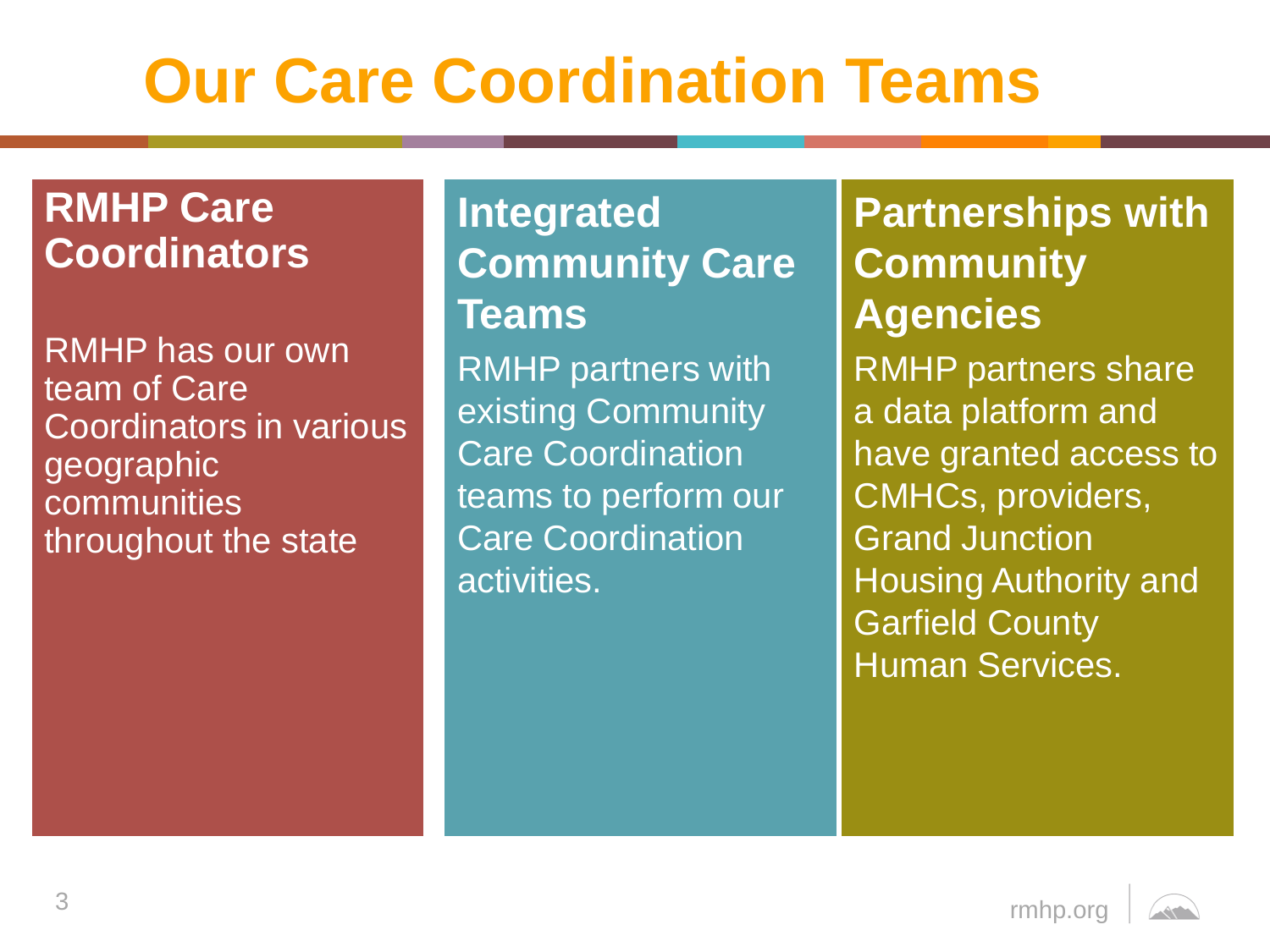# Our Care Coordination Teams

## RMHP Care Coordinators

RMHP has our own team of Care Coordinators in various geographic communities throughout the state

## Integrated Community Care Teams

RMHP partners with existing Community Care Coordination teams to perform our Care Coordination activities.

## Partnerships with Community Agencies

RMHP partners share a data platform and have granted access to CMHCs, providers, Grand Junction Housing Authority and Garfield County Human Services.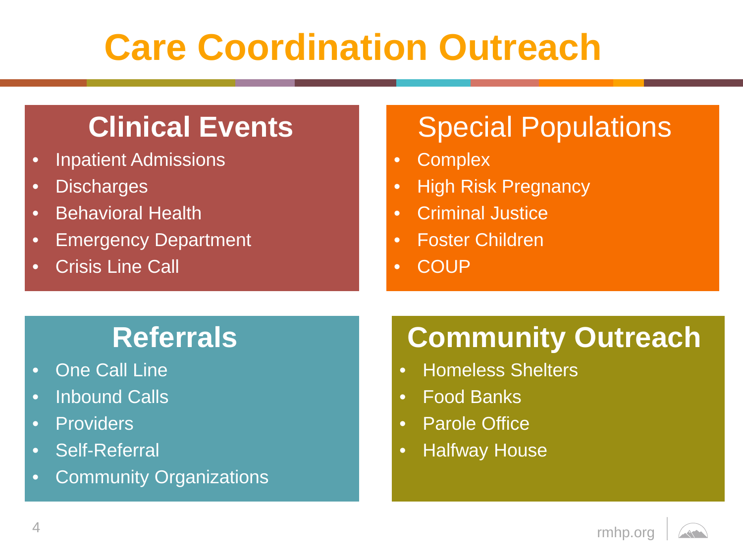# Care Coordination Outreach

## Clinical Events

- Inpatient Admissions
- Discharges
- Behavioral Health
- Emergency Department
- Crisis Line Call

## Special Populations

- Complex
- High Risk Pregnancy
- Criminal Justice
- Foster Children
- COUP

## Referrals

- One Call Line
- Inbound Calls
- Providers
- Self-Referral
- Community Organizations

## Community Outreach

- Homeless Shelters
- Food Banks
- Parole Office
- Halfway House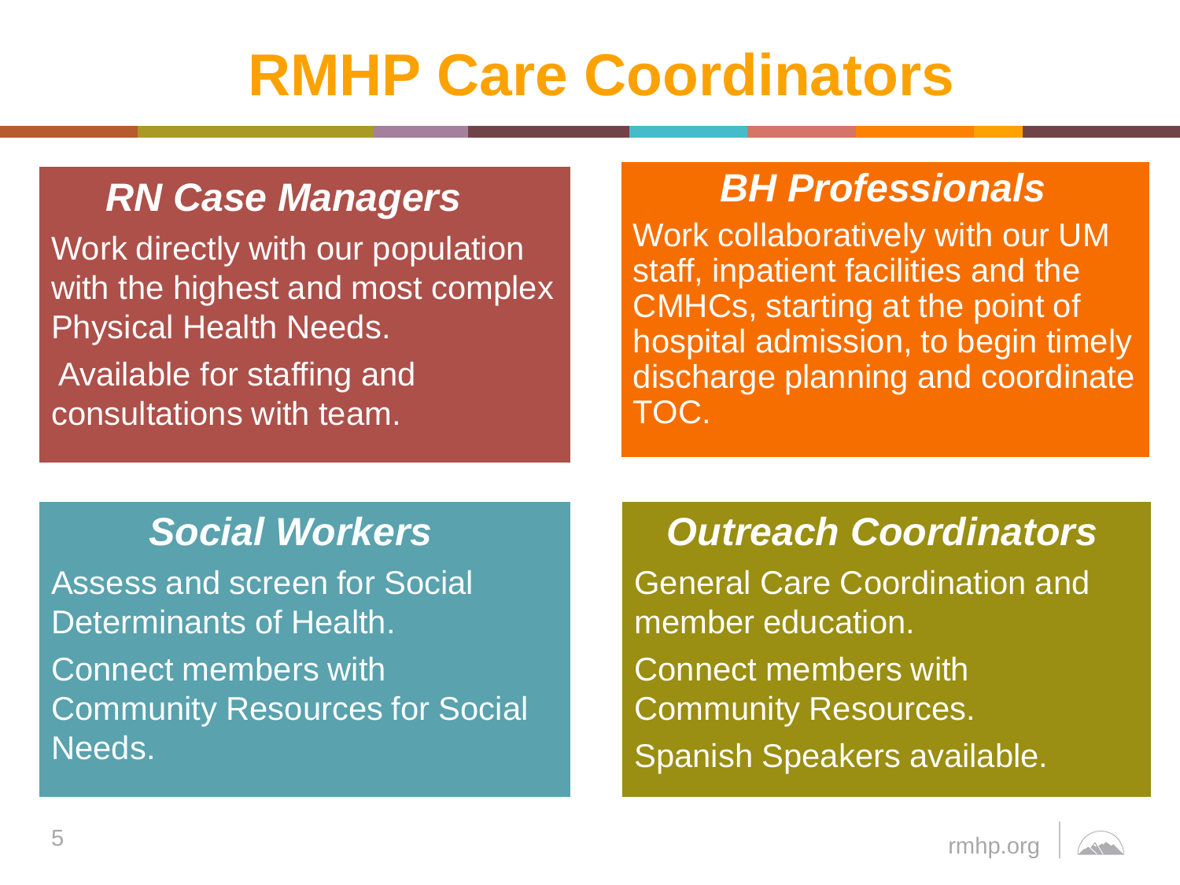# RMHP Care Coordinators

## *RN Case Managers*

Work directly with our population with the highest and most complex Physical Health Needs.

Available for staffing and consultations with team.

## *BH Professionals*

Work collaboratively with our UM staff, inpatient facilities and the CMHCs, starting at the point of hospital admission, to begin timely discharge planning and coordinate TOC.

## *Social Workers*

Assess and screen for Social Determinants of Health.

Connect members with Community Resources for Social Needs.

## *Outreach Coordinators*

General Care Coordination and member education.

Connect members with Community Resources.

Spanish Speakers available.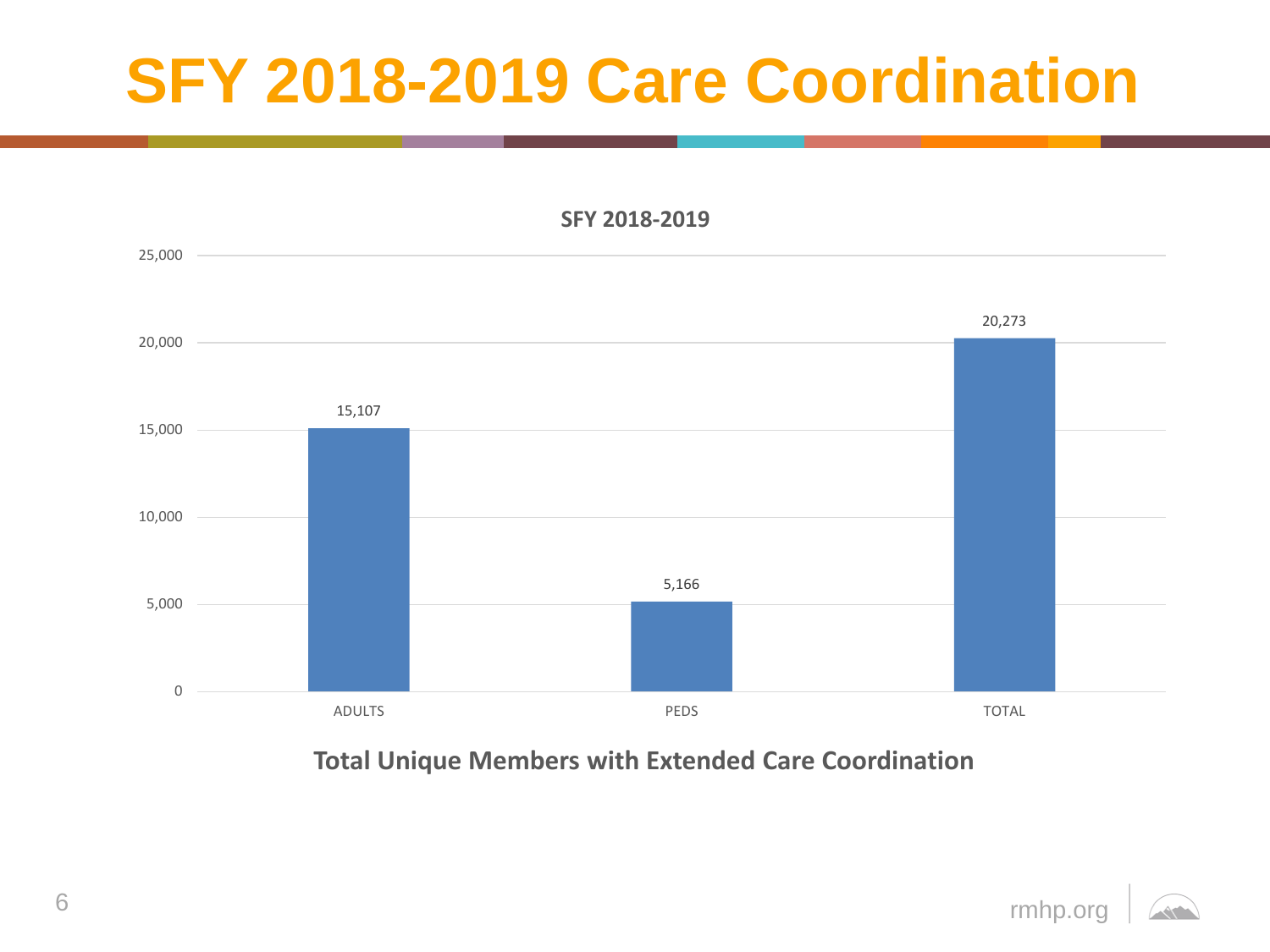# SFY 2018-2019 Care Coordination

**SFY 2018-2019**

| Category | Members |
| --- | --- |
| ADULTS | 15,107 |
| PEDS | 5,166 |
| TOTAL | 20,273 |

**Total Unique Members with Extended Care Coordination**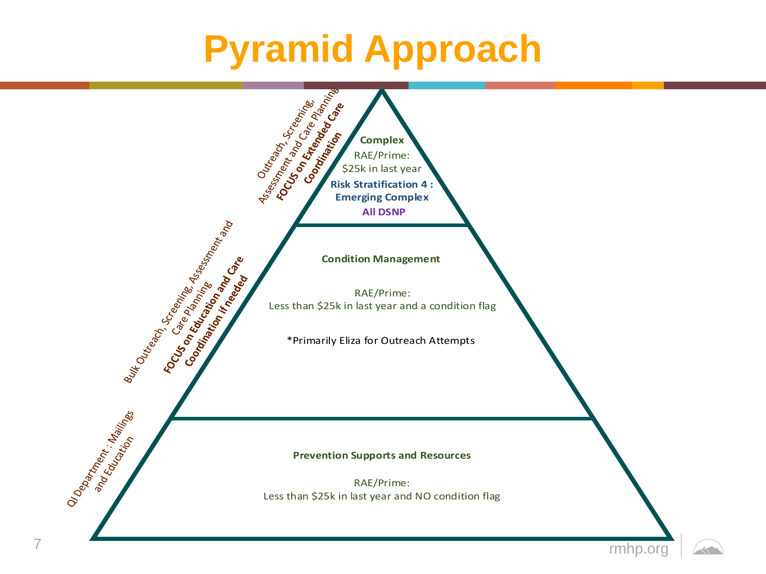# Pyramid Approach

**Outreach, Screening, Assessment and Care Planning FOCUS on Extended Care Coordination**

**Complex**

RAE/Prime:
$25k in last year

**Risk Stratification 4 : Emerging Complex**

**All DSNP**

**Bulk Outreach, Screening, Assessment and Care Planning FOCUS on Education and Care Coordination if needed**

**Condition Management**

RAE/Prime:
Less than $25k in last year and a condition flag

*Primarily Eliza for Outreach Attempts

**QI Department : Mailings and Education**

**Prevention Supports and Resources**

RAE/Prime:
Less than $25k in last year and NO condition flag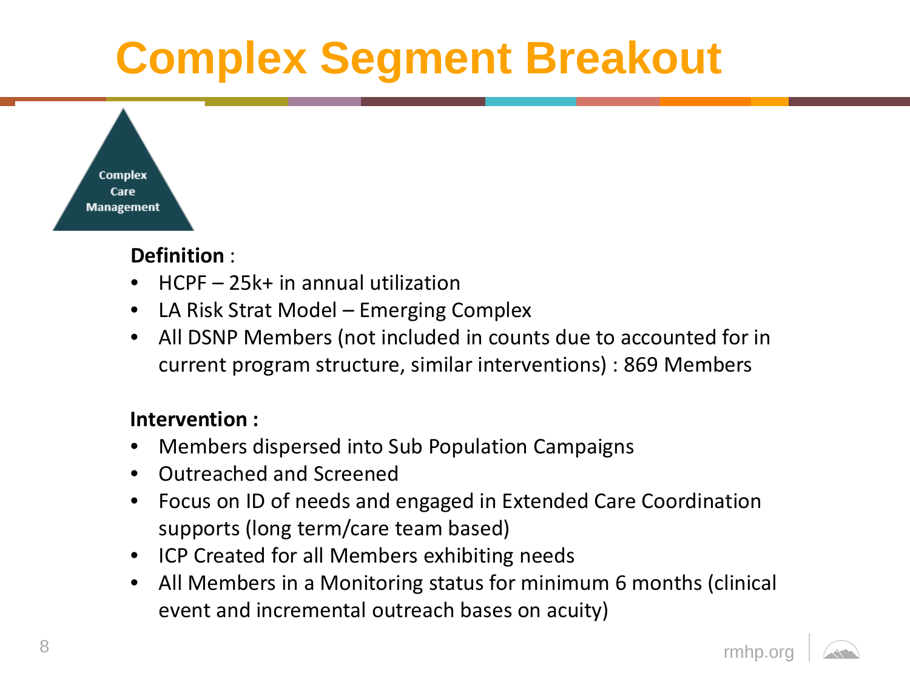# Complex Segment Breakout

Complex Care Management

**Definition** :

- HCPF – 25k+ in annual utilization
- LA Risk Strat Model – Emerging Complex
- All DSNP Members (not included in counts due to accounted for in current program structure, similar interventions) : 869 Members

**Intervention :**

- Members dispersed into Sub Population Campaigns
- Outreached and Screened
- Focus on ID of needs and engaged in Extended Care Coordination supports (long term/care team based)
- ICP Created for all Members exhibiting needs
- All Members in a Monitoring status for minimum 6 months (clinical event and incremental outreach bases on acuity)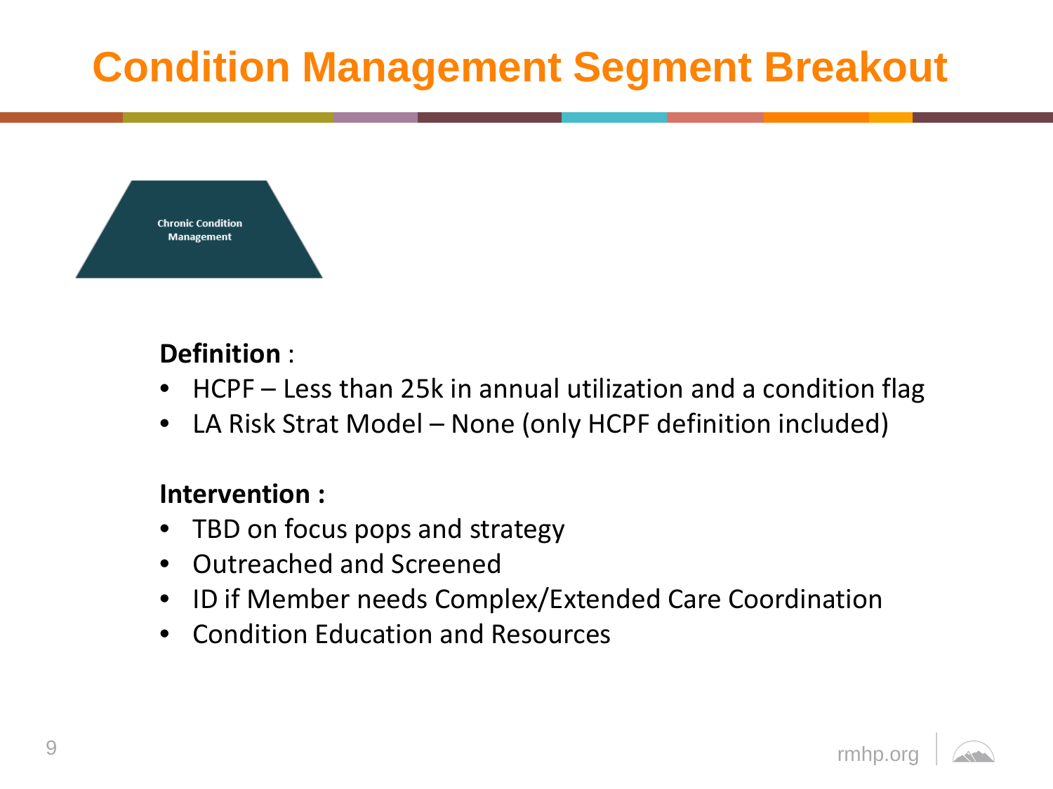# Condition Management Segment Breakout

Chronic Condition Management

**Definition** :

- HCPF – Less than 25k in annual utilization and a condition flag
- LA Risk Strat Model – None (only HCPF definition included)

**Intervention :**

- TBD on focus pops and strategy
- Outreached and Screened
- ID if Member needs Complex/Extended Care Coordination
- Condition Education and Resources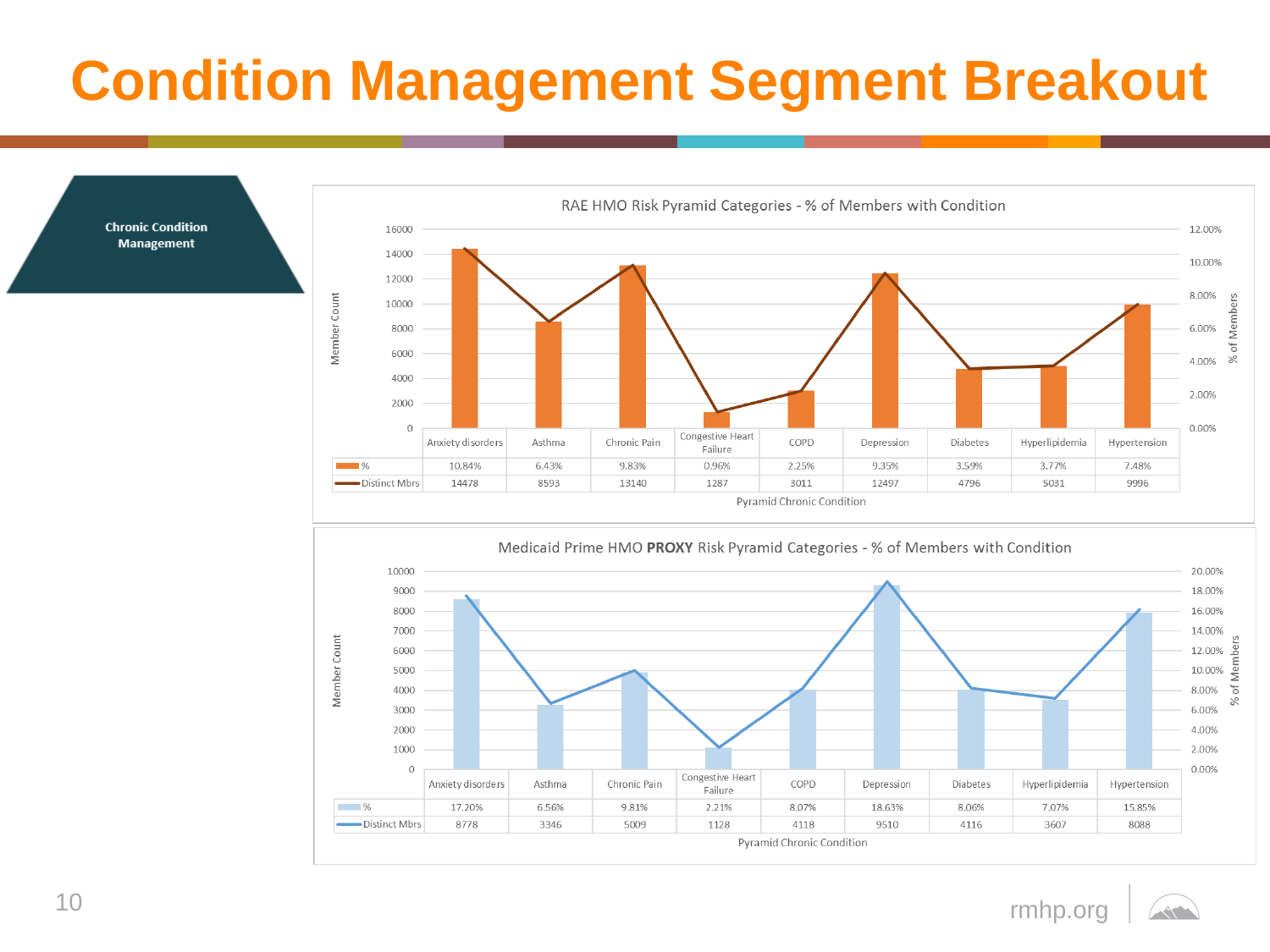# Condition Management Segment Breakout

**Chronic Condition Management**

### RAE HMO Risk Pyramid Categories - % of Members with Condition

| Pyramid Chronic Condition | Anxiety disorders | Asthma | Chronic Pain | Congestive Heart Failure | COPD | Depression | Diabetes | Hyperlipidemia | Hypertension |
|---|---|---|---|---|---|---|---|---|---|
| % | 10.84% | 6.43% | 9.83% | 0.96% | 2.25% | 9.35% | 3.59% | 3.77% | 7.48% |
| Distinct Mbrs | 14478 | 8593 | 13140 | 1287 | 3011 | 12497 | 4796 | 5031 | 9996 |

### Medicaid Prime HMO **PROXY** Risk Pyramid Categories - % of Members with Condition

| Pyramid Chronic Condition | Anxiety disorders | Asthma | Chronic Pain | Congestive Heart Failure | COPD | Depression | Diabetes | Hyperlipidemia | Hypertension |
|---|---|---|---|---|---|---|---|---|---|
| % | 17.20% | 6.56% | 9.81% | 2.21% | 8.07% | 18.63% | 8.06% | 7.07% | 15.85% |
| Distinct Mbrs | 8778 | 3346 | 5009 | 1128 | 4118 | 9510 | 4116 | 3607 | 8088 |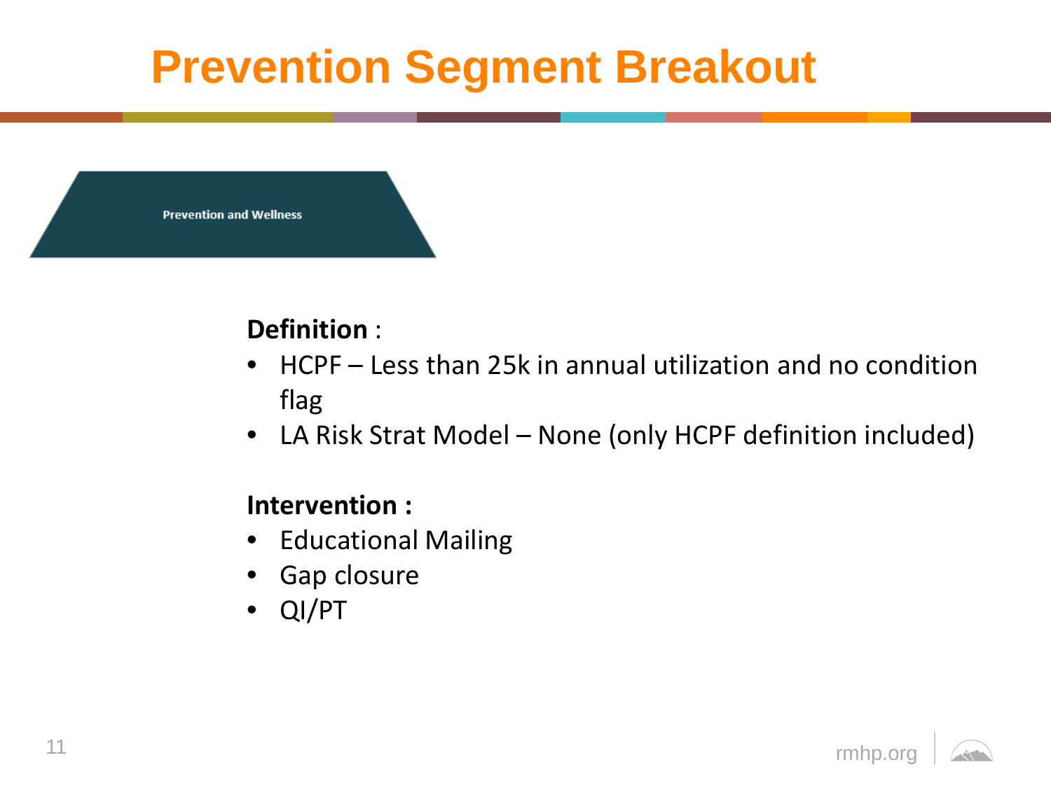# Prevention Segment Breakout

Prevention and Wellness

**Definition** :

- HCPF – Less than 25k in annual utilization and no condition flag
- LA Risk Strat Model – None (only HCPF definition included)

**Intervention :**

- Educational Mailing
- Gap closure
- QI/PT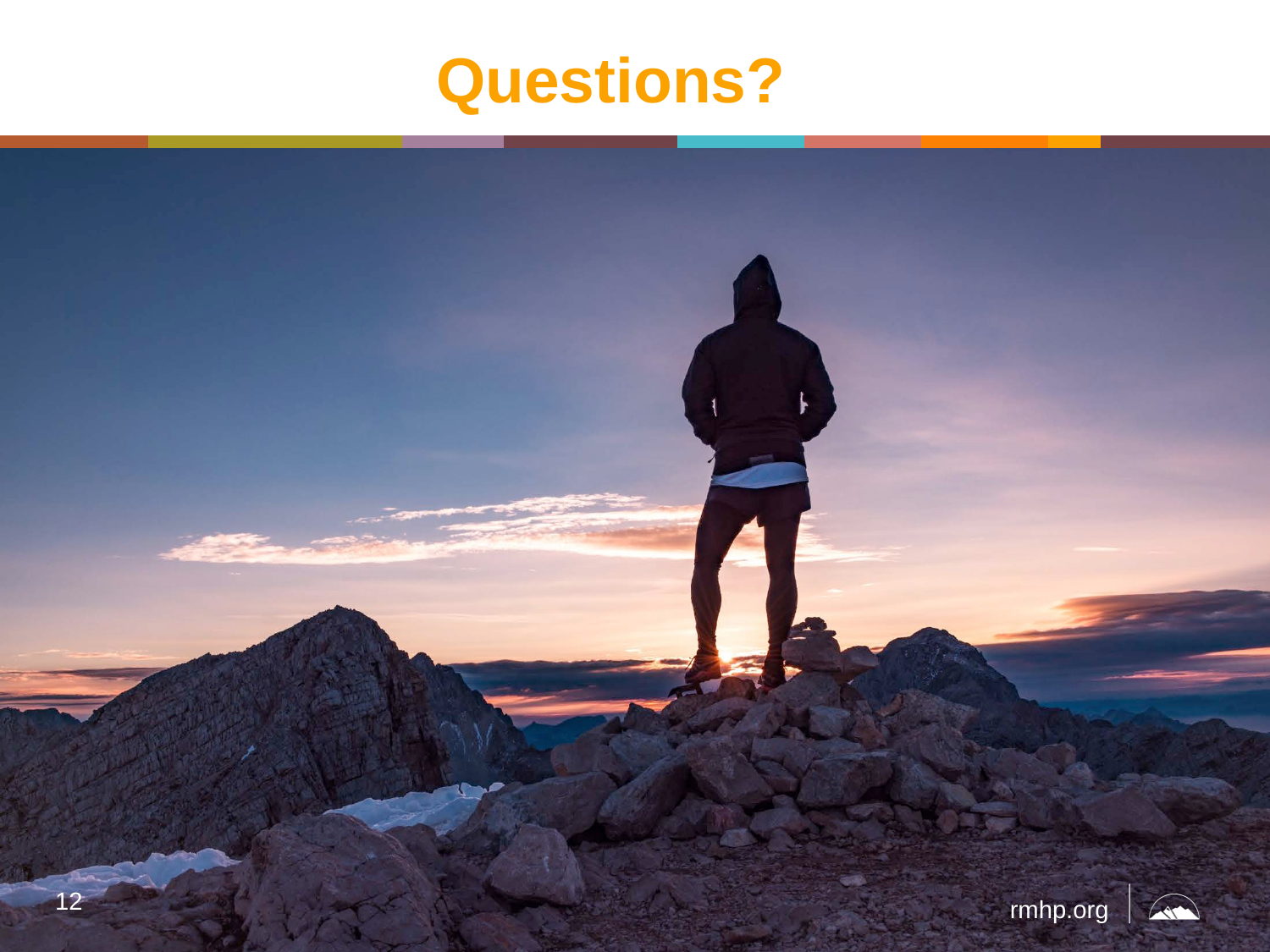# Questions?